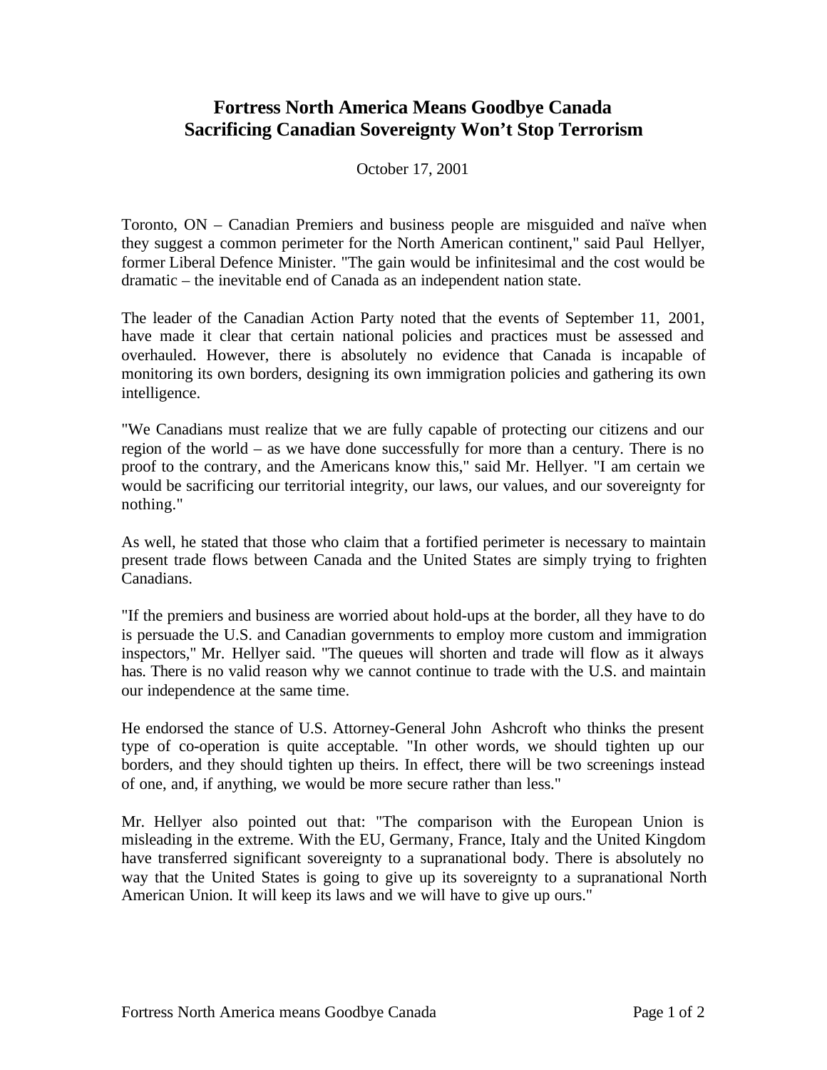# Fortress North America Means Goodbye Canada
## Sacrificing Canadian Sovereignty Won't Stop Terrorism

October 17, 2001

Toronto, ON – Canadian Premiers and business people are misguided and naïve when they suggest a common perimeter for the North American continent," said Paul Hellyer, former Liberal Defence Minister. "The gain would be infinitesimal and the cost would be dramatic – the inevitable end of Canada as an independent nation state.

The leader of the Canadian Action Party noted that the events of September 11, 2001, have made it clear that certain national policies and practices must be assessed and overhauled. However, there is absolutely no evidence that Canada is incapable of monitoring its own borders, designing its own immigration policies and gathering its own intelligence.

"We Canadians must realize that we are fully capable of protecting our citizens and our region of the world – as we have done successfully for more than a century. There is no proof to the contrary, and the Americans know this," said Mr. Hellyer. "I am certain we would be sacrificing our territorial integrity, our laws, our values, and our sovereignty for nothing."

As well, he stated that those who claim that a fortified perimeter is necessary to maintain present trade flows between Canada and the United States are simply trying to frighten Canadians.

"If the premiers and business are worried about hold-ups at the border, all they have to do is persuade the U.S. and Canadian governments to employ more custom and immigration inspectors," Mr. Hellyer said. "The queues will shorten and trade will flow as it always has. There is no valid reason why we cannot continue to trade with the U.S. and maintain our independence at the same time.

He endorsed the stance of U.S. Attorney-General John Ashcroft who thinks the present type of co-operation is quite acceptable. "In other words, we should tighten up our borders, and they should tighten up theirs. In effect, there will be two screenings instead of one, and, if anything, we would be more secure rather than less."

Mr. Hellyer also pointed out that: "The comparison with the European Union is misleading in the extreme. With the EU, Germany, France, Italy and the United Kingdom have transferred significant sovereignty to a supranational body. There is absolutely no way that the United States is going to give up its sovereignty to a supranational North American Union. It will keep its laws and we will have to give up ours."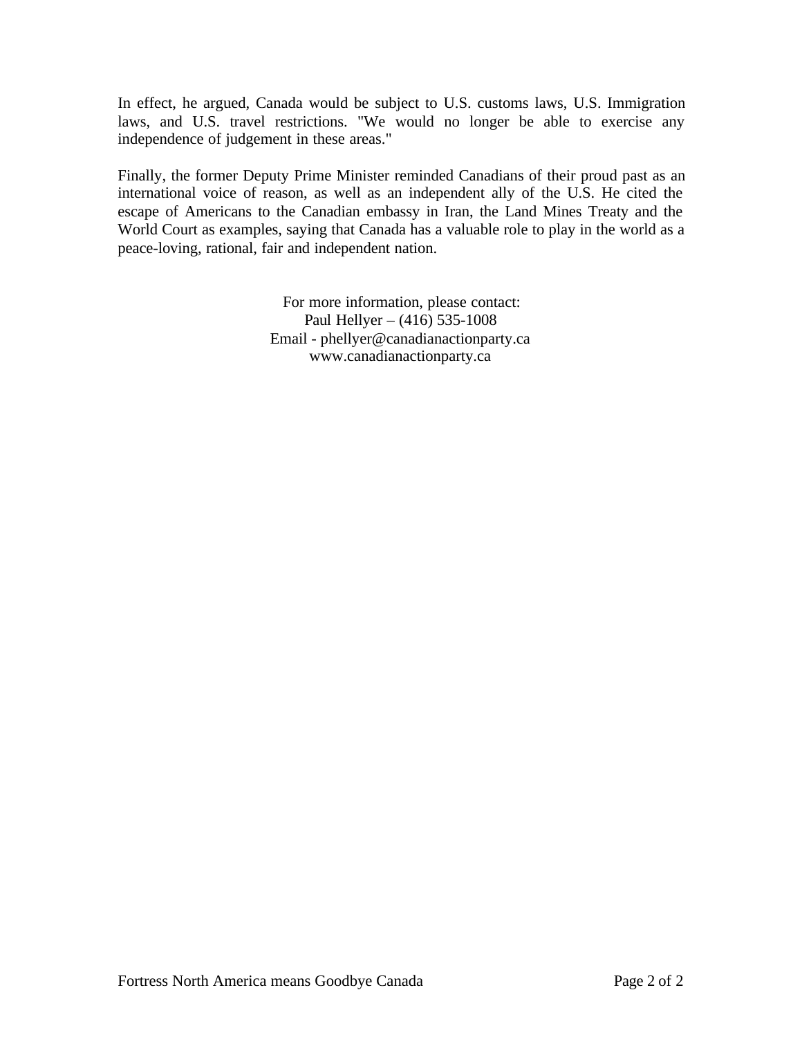In effect, he argued, Canada would be subject to U.S. customs laws, U.S. Immigration laws, and U.S. travel restrictions. "We would no longer be able to exercise any independence of judgement in these areas."

Finally, the former Deputy Prime Minister reminded Canadians of their proud past as an international voice of reason, as well as an independent ally of the U.S. He cited the escape of Americans to the Canadian embassy in Iran, the Land Mines Treaty and the World Court as examples, saying that Canada has a valuable role to play in the world as a peace-loving, rational, fair and independent nation.

For more information, please contact:
Paul Hellyer – (416) 535-1008
Email - phellyer@canadianactionparty.ca
www.canadianactionparty.ca